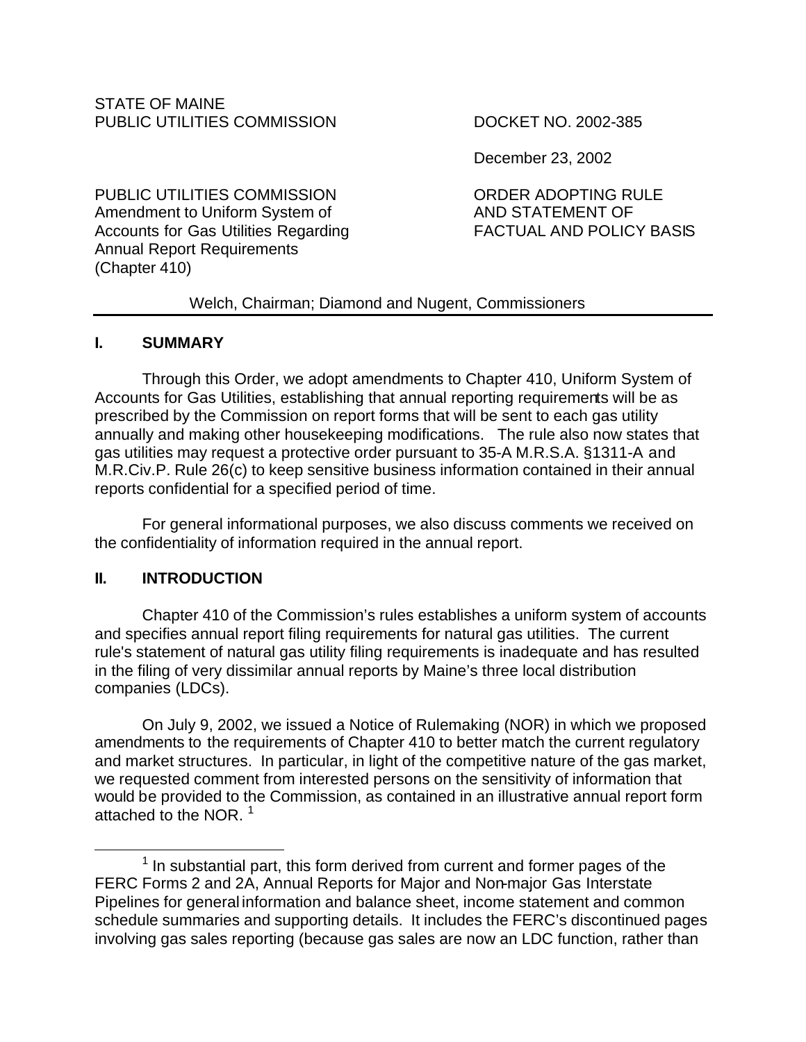STATE OF MAINE
PUBLIC UTILITIES COMMISSION

DOCKET NO. 2002-385

December 23, 2002

PUBLIC UTILITIES COMMISSION
Amendment to Uniform System of Accounts for Gas Utilities Regarding Annual Report Requirements (Chapter 410)

ORDER ADOPTING RULE AND STATEMENT OF FACTUAL AND POLICY BASIS

Welch, Chairman; Diamond and Nugent, Commissioners

## I. SUMMARY

Through this Order, we adopt amendments to Chapter 410, Uniform System of Accounts for Gas Utilities, establishing that annual reporting requirements will be as prescribed by the Commission on report forms that will be sent to each gas utility annually and making other housekeeping modifications. The rule also now states that gas utilities may request a protective order pursuant to 35-A M.R.S.A. §1311-A and M.R.Civ.P. Rule 26(c) to keep sensitive business information contained in their annual reports confidential for a specified period of time.

For general informational purposes, we also discuss comments we received on the confidentiality of information required in the annual report.

## II. INTRODUCTION

Chapter 410 of the Commission's rules establishes a uniform system of accounts and specifies annual report filing requirements for natural gas utilities. The current rule's statement of natural gas utility filing requirements is inadequate and has resulted in the filing of very dissimilar annual reports by Maine's three local distribution companies (LDCs).

On July 9, 2002, we issued a Notice of Rulemaking (NOR) in which we proposed amendments to the requirements of Chapter 410 to better match the current regulatory and market structures. In particular, in light of the competitive nature of the gas market, we requested comment from interested persons on the sensitivity of information that would be provided to the Commission, as contained in an illustrative annual report form attached to the NOR. [1]

[1] In substantial part, this form derived from current and former pages of the FERC Forms 2 and 2A, Annual Reports for Major and Non-major Gas Interstate Pipelines for general information and balance sheet, income statement and common schedule summaries and supporting details. It includes the FERC's discontinued pages involving gas sales reporting (because gas sales are now an LDC function, rather than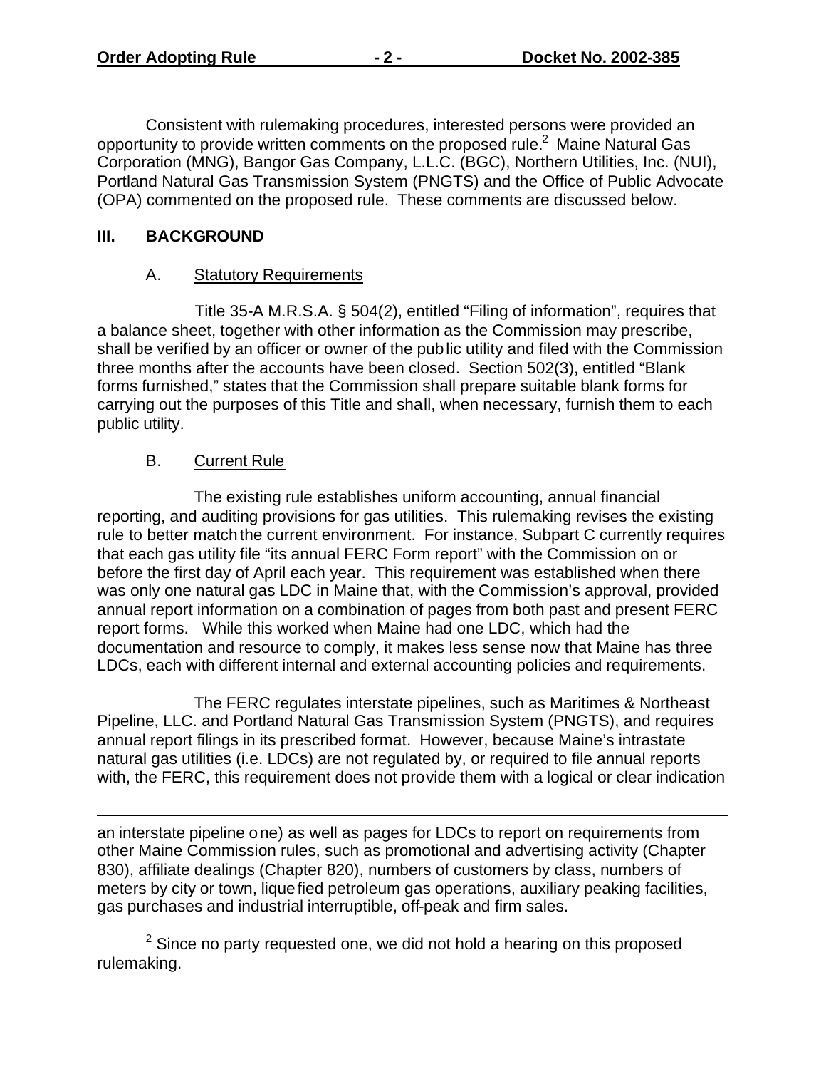Consistent with rulemaking procedures, interested persons were provided an opportunity to provide written comments on the proposed rule.[2] Maine Natural Gas Corporation (MNG), Bangor Gas Company, L.L.C. (BGC), Northern Utilities, Inc. (NUI), Portland Natural Gas Transmission System (PNGTS) and the Office of Public Advocate (OPA) commented on the proposed rule. These comments are discussed below.

## III. BACKGROUND

### A. Statutory Requirements

Title 35-A M.R.S.A. § 504(2), entitled "Filing of information", requires that a balance sheet, together with other information as the Commission may prescribe, shall be verified by an officer or owner of the public utility and filed with the Commission three months after the accounts have been closed. Section 502(3), entitled "Blank forms furnished," states that the Commission shall prepare suitable blank forms for carrying out the purposes of this Title and shall, when necessary, furnish them to each public utility.

### B. Current Rule

The existing rule establishes uniform accounting, annual financial reporting, and auditing provisions for gas utilities. This rulemaking revises the existing rule to better match the current environment. For instance, Subpart C currently requires that each gas utility file "its annual FERC Form report" with the Commission on or before the first day of April each year. This requirement was established when there was only one natural gas LDC in Maine that, with the Commission's approval, provided annual report information on a combination of pages from both past and present FERC report forms. While this worked when Maine had one LDC, which had the documentation and resource to comply, it makes less sense now that Maine has three LDCs, each with different internal and external accounting policies and requirements.

The FERC regulates interstate pipelines, such as Maritimes & Northeast Pipeline, LLC. and Portland Natural Gas Transmission System (PNGTS), and requires annual report filings in its prescribed format. However, because Maine's intrastate natural gas utilities (i.e. LDCs) are not regulated by, or required to file annual reports with, the FERC, this requirement does not provide them with a logical or clear indication

---

an interstate pipeline one) as well as pages for LDCs to report on requirements from other Maine Commission rules, such as promotional and advertising activity (Chapter 830), affiliate dealings (Chapter 820), numbers of customers by class, numbers of meters by city or town, liquefied petroleum gas operations, auxiliary peaking facilities, gas purchases and industrial interruptible, off-peak and firm sales.

[2] Since no party requested one, we did not hold a hearing on this proposed rulemaking.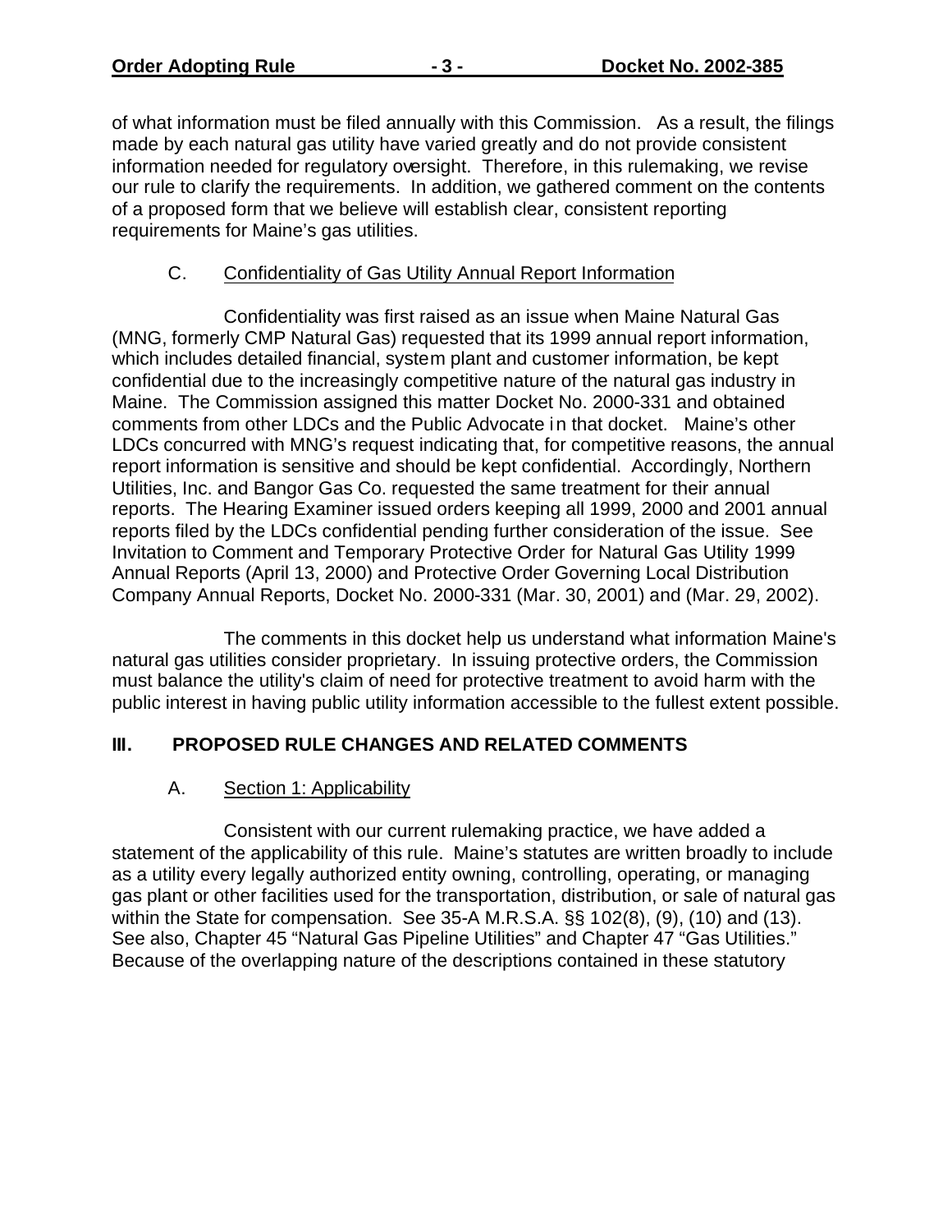of what information must be filed annually with this Commission. As a result, the filings made by each natural gas utility have varied greatly and do not provide consistent information needed for regulatory oversight. Therefore, in this rulemaking, we revise our rule to clarify the requirements. In addition, we gathered comment on the contents of a proposed form that we believe will establish clear, consistent reporting requirements for Maine's gas utilities.

### C. Confidentiality of Gas Utility Annual Report Information

Confidentiality was first raised as an issue when Maine Natural Gas (MNG, formerly CMP Natural Gas) requested that its 1999 annual report information, which includes detailed financial, system plant and customer information, be kept confidential due to the increasingly competitive nature of the natural gas industry in Maine. The Commission assigned this matter Docket No. 2000-331 and obtained comments from other LDCs and the Public Advocate in that docket. Maine's other LDCs concurred with MNG's request indicating that, for competitive reasons, the annual report information is sensitive and should be kept confidential. Accordingly, Northern Utilities, Inc. and Bangor Gas Co. requested the same treatment for their annual reports. The Hearing Examiner issued orders keeping all 1999, 2000 and 2001 annual reports filed by the LDCs confidential pending further consideration of the issue. See Invitation to Comment and Temporary Protective Order for Natural Gas Utility 1999 Annual Reports (April 13, 2000) and Protective Order Governing Local Distribution Company Annual Reports, Docket No. 2000-331 (Mar. 30, 2001) and (Mar. 29, 2002).

The comments in this docket help us understand what information Maine's natural gas utilities consider proprietary. In issuing protective orders, the Commission must balance the utility's claim of need for protective treatment to avoid harm with the public interest in having public utility information accessible to the fullest extent possible.

## III. PROPOSED RULE CHANGES AND RELATED COMMENTS

### A. Section 1: Applicability

Consistent with our current rulemaking practice, we have added a statement of the applicability of this rule. Maine's statutes are written broadly to include as a utility every legally authorized entity owning, controlling, operating, or managing gas plant or other facilities used for the transportation, distribution, or sale of natural gas within the State for compensation. See 35-A M.R.S.A. §§ 102(8), (9), (10) and (13). See also, Chapter 45 "Natural Gas Pipeline Utilities" and Chapter 47 "Gas Utilities." Because of the overlapping nature of the descriptions contained in these statutory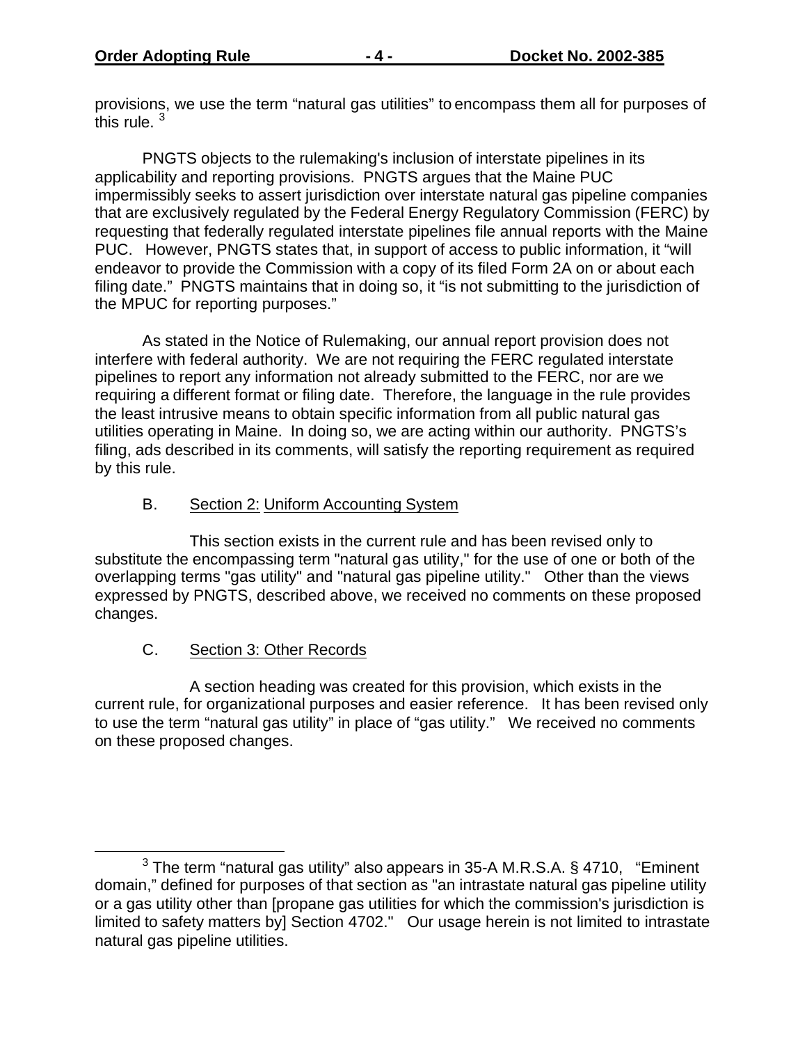provisions, we use the term "natural gas utilities" to encompass them all for purposes of this rule. [3]

PNGTS objects to the rulemaking's inclusion of interstate pipelines in its applicability and reporting provisions. PNGTS argues that the Maine PUC impermissibly seeks to assert jurisdiction over interstate natural gas pipeline companies that are exclusively regulated by the Federal Energy Regulatory Commission (FERC) by requesting that federally regulated interstate pipelines file annual reports with the Maine PUC. However, PNGTS states that, in support of access to public information, it "will endeavor to provide the Commission with a copy of its filed Form 2A on or about each filing date." PNGTS maintains that in doing so, it "is not submitting to the jurisdiction of the MPUC for reporting purposes."

As stated in the Notice of Rulemaking, our annual report provision does not interfere with federal authority. We are not requiring the FERC regulated interstate pipelines to report any information not already submitted to the FERC, nor are we requiring a different format or filing date. Therefore, the language in the rule provides the least intrusive means to obtain specific information from all public natural gas utilities operating in Maine. In doing so, we are acting within our authority. PNGTS's filing, ads described in its comments, will satisfy the reporting requirement as required by this rule.

B. Section 2: Uniform Accounting System

This section exists in the current rule and has been revised only to substitute the encompassing term "natural gas utility," for the use of one or both of the overlapping terms "gas utility" and "natural gas pipeline utility." Other than the views expressed by PNGTS, described above, we received no comments on these proposed changes.

C. Section 3: Other Records

A section heading was created for this provision, which exists in the current rule, for organizational purposes and easier reference. It has been revised only to use the term "natural gas utility" in place of "gas utility." We received no comments on these proposed changes.

---

[3] The term "natural gas utility" also appears in 35-A M.R.S.A. § 4710, "Eminent domain," defined for purposes of that section as "an intrastate natural gas pipeline utility or a gas utility other than [propane gas utilities for which the commission's jurisdiction is limited to safety matters by] Section 4702." Our usage herein is not limited to intrastate natural gas pipeline utilities.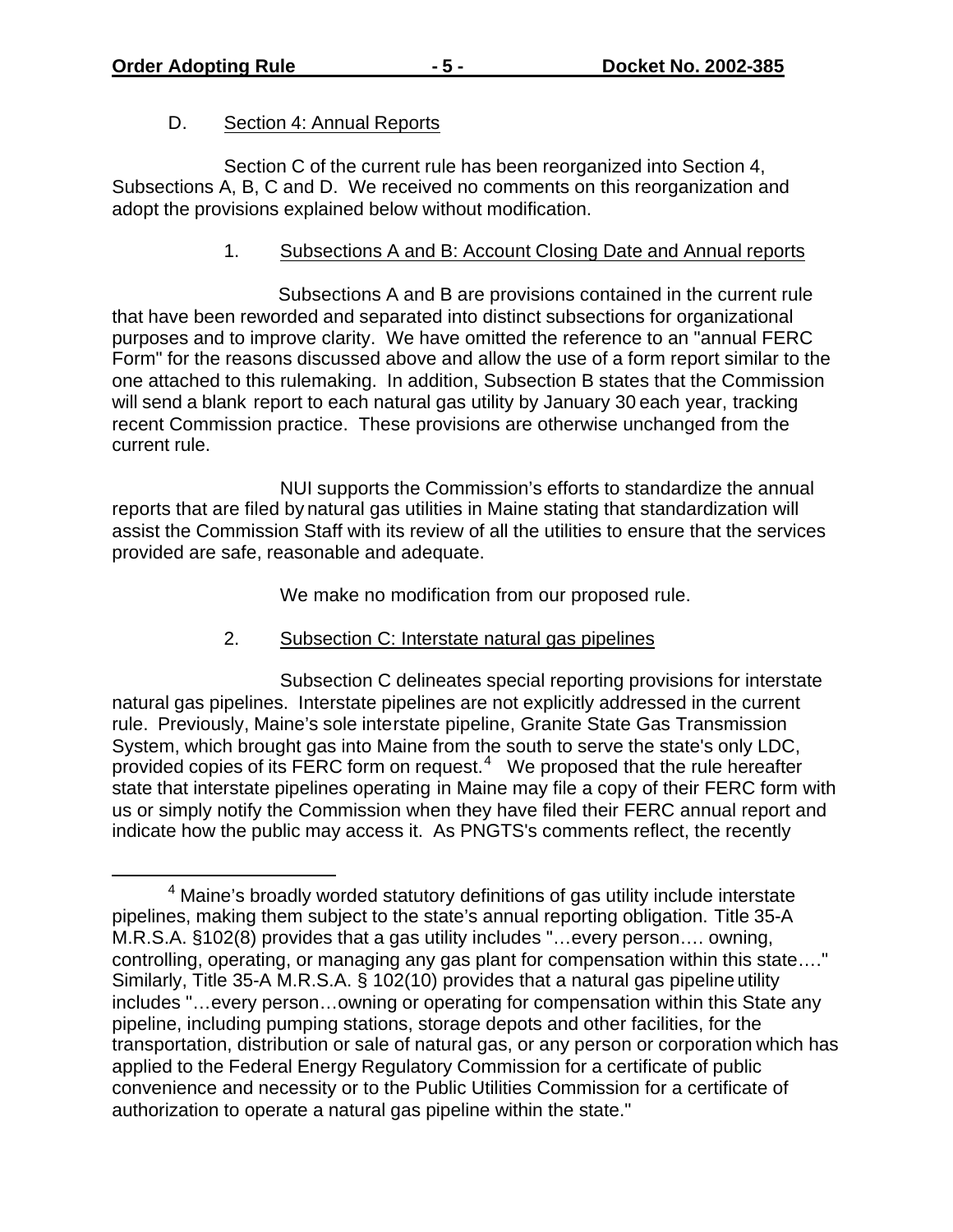D. Section 4: Annual Reports

Section C of the current rule has been reorganized into Section 4, Subsections A, B, C and D. We received no comments on this reorganization and adopt the provisions explained below without modification.

1. Subsections A and B: Account Closing Date and Annual reports

Subsections A and B are provisions contained in the current rule that have been reworded and separated into distinct subsections for organizational purposes and to improve clarity. We have omitted the reference to an "annual FERC Form" for the reasons discussed above and allow the use of a form report similar to the one attached to this rulemaking. In addition, Subsection B states that the Commission will send a blank report to each natural gas utility by January 30 each year, tracking recent Commission practice. These provisions are otherwise unchanged from the current rule.

NUI supports the Commission's efforts to standardize the annual reports that are filed by natural gas utilities in Maine stating that standardization will assist the Commission Staff with its review of all the utilities to ensure that the services provided are safe, reasonable and adequate.

We make no modification from our proposed rule.

2. Subsection C: Interstate natural gas pipelines

Subsection C delineates special reporting provisions for interstate natural gas pipelines. Interstate pipelines are not explicitly addressed in the current rule. Previously, Maine's sole interstate pipeline, Granite State Gas Transmission System, which brought gas into Maine from the south to serve the state's only LDC, provided copies of its FERC form on request.[4] We proposed that the rule hereafter state that interstate pipelines operating in Maine may file a copy of their FERC form with us or simply notify the Commission when they have filed their FERC annual report and indicate how the public may access it. As PNGTS's comments reflect, the recently

[4] Maine's broadly worded statutory definitions of gas utility include interstate pipelines, making them subject to the state's annual reporting obligation. Title 35-A M.R.S.A. §102(8) provides that a gas utility includes "…every person…. owning, controlling, operating, or managing any gas plant for compensation within this state…." Similarly, Title 35-A M.R.S.A. § 102(10) provides that a natural gas pipeline utility includes "…every person…owning or operating for compensation within this State any pipeline, including pumping stations, storage depots and other facilities, for the transportation, distribution or sale of natural gas, or any person or corporation which has applied to the Federal Energy Regulatory Commission for a certificate of public convenience and necessity or to the Public Utilities Commission for a certificate of authorization to operate a natural gas pipeline within the state."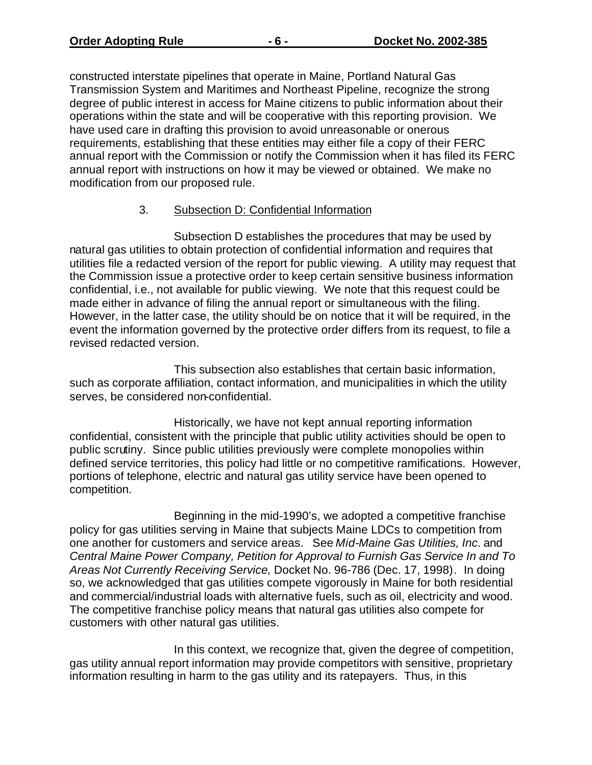constructed interstate pipelines that operate in Maine, Portland Natural Gas Transmission System and Maritimes and Northeast Pipeline, recognize the strong degree of public interest in access for Maine citizens to public information about their operations within the state and will be cooperative with this reporting provision. We have used care in drafting this provision to avoid unreasonable or onerous requirements, establishing that these entities may either file a copy of their FERC annual report with the Commission or notify the Commission when it has filed its FERC annual report with instructions on how it may be viewed or obtained. We make no modification from our proposed rule.

### 3. Subsection D: Confidential Information

Subsection D establishes the procedures that may be used by natural gas utilities to obtain protection of confidential information and requires that utilities file a redacted version of the report for public viewing. A utility may request that the Commission issue a protective order to keep certain sensitive business information confidential, i.e., not available for public viewing. We note that this request could be made either in advance of filing the annual report or simultaneous with the filing. However, in the latter case, the utility should be on notice that it will be required, in the event the information governed by the protective order differs from its request, to file a revised redacted version.

This subsection also establishes that certain basic information, such as corporate affiliation, contact information, and municipalities in which the utility serves, be considered non-confidential.

Historically, we have not kept annual reporting information confidential, consistent with the principle that public utility activities should be open to public scrutiny. Since public utilities previously were complete monopolies within defined service territories, this policy had little or no competitive ramifications. However, portions of telephone, electric and natural gas utility service have been opened to competition.

Beginning in the mid-1990's, we adopted a competitive franchise policy for gas utilities serving in Maine that subjects Maine LDCs to competition from one another for customers and service areas. See *Mid-Maine Gas Utilities, Inc*. and *Central Maine Power Company, Petition for Approval to Furnish Gas Service In and To Areas Not Currently Receiving Service,* Docket No. 96-786 (Dec. 17, 1998). In doing so, we acknowledged that gas utilities compete vigorously in Maine for both residential and commercial/industrial loads with alternative fuels, such as oil, electricity and wood. The competitive franchise policy means that natural gas utilities also compete for customers with other natural gas utilities.

In this context, we recognize that, given the degree of competition, gas utility annual report information may provide competitors with sensitive, proprietary information resulting in harm to the gas utility and its ratepayers. Thus, in this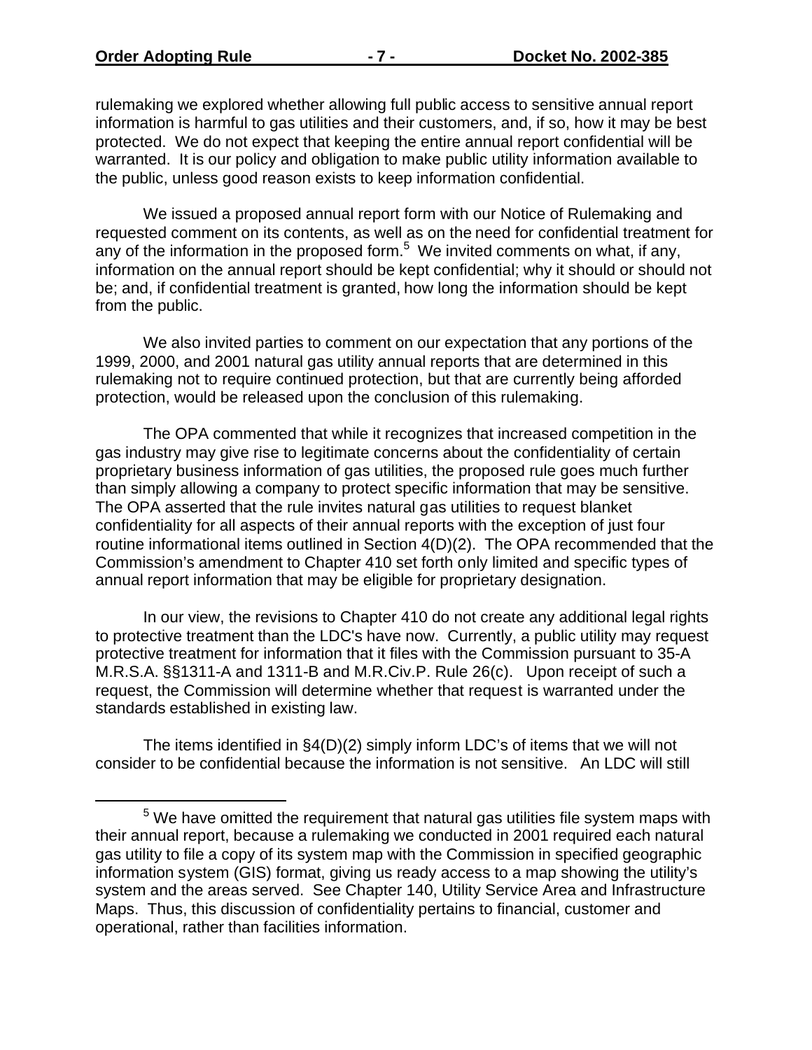rulemaking we explored whether allowing full public access to sensitive annual report information is harmful to gas utilities and their customers, and, if so, how it may be best protected. We do not expect that keeping the entire annual report confidential will be warranted. It is our policy and obligation to make public utility information available to the public, unless good reason exists to keep information confidential.

We issued a proposed annual report form with our Notice of Rulemaking and requested comment on its contents, as well as on the need for confidential treatment for any of the information in the proposed form.[5] We invited comments on what, if any, information on the annual report should be kept confidential; why it should or should not be; and, if confidential treatment is granted, how long the information should be kept from the public.

We also invited parties to comment on our expectation that any portions of the 1999, 2000, and 2001 natural gas utility annual reports that are determined in this rulemaking not to require continued protection, but that are currently being afforded protection, would be released upon the conclusion of this rulemaking.

The OPA commented that while it recognizes that increased competition in the gas industry may give rise to legitimate concerns about the confidentiality of certain proprietary business information of gas utilities, the proposed rule goes much further than simply allowing a company to protect specific information that may be sensitive. The OPA asserted that the rule invites natural gas utilities to request blanket confidentiality for all aspects of their annual reports with the exception of just four routine informational items outlined in Section 4(D)(2). The OPA recommended that the Commission's amendment to Chapter 410 set forth only limited and specific types of annual report information that may be eligible for proprietary designation.

In our view, the revisions to Chapter 410 do not create any additional legal rights to protective treatment than the LDC's have now. Currently, a public utility may request protective treatment for information that it files with the Commission pursuant to 35-A M.R.S.A. §§1311-A and 1311-B and M.R.Civ.P. Rule 26(c). Upon receipt of such a request, the Commission will determine whether that request is warranted under the standards established in existing law.

The items identified in §4(D)(2) simply inform LDC's of items that we will not consider to be confidential because the information is not sensitive. An LDC will still

[5] We have omitted the requirement that natural gas utilities file system maps with their annual report, because a rulemaking we conducted in 2001 required each natural gas utility to file a copy of its system map with the Commission in specified geographic information system (GIS) format, giving us ready access to a map showing the utility's system and the areas served. See Chapter 140, Utility Service Area and Infrastructure Maps. Thus, this discussion of confidentiality pertains to financial, customer and operational, rather than facilities information.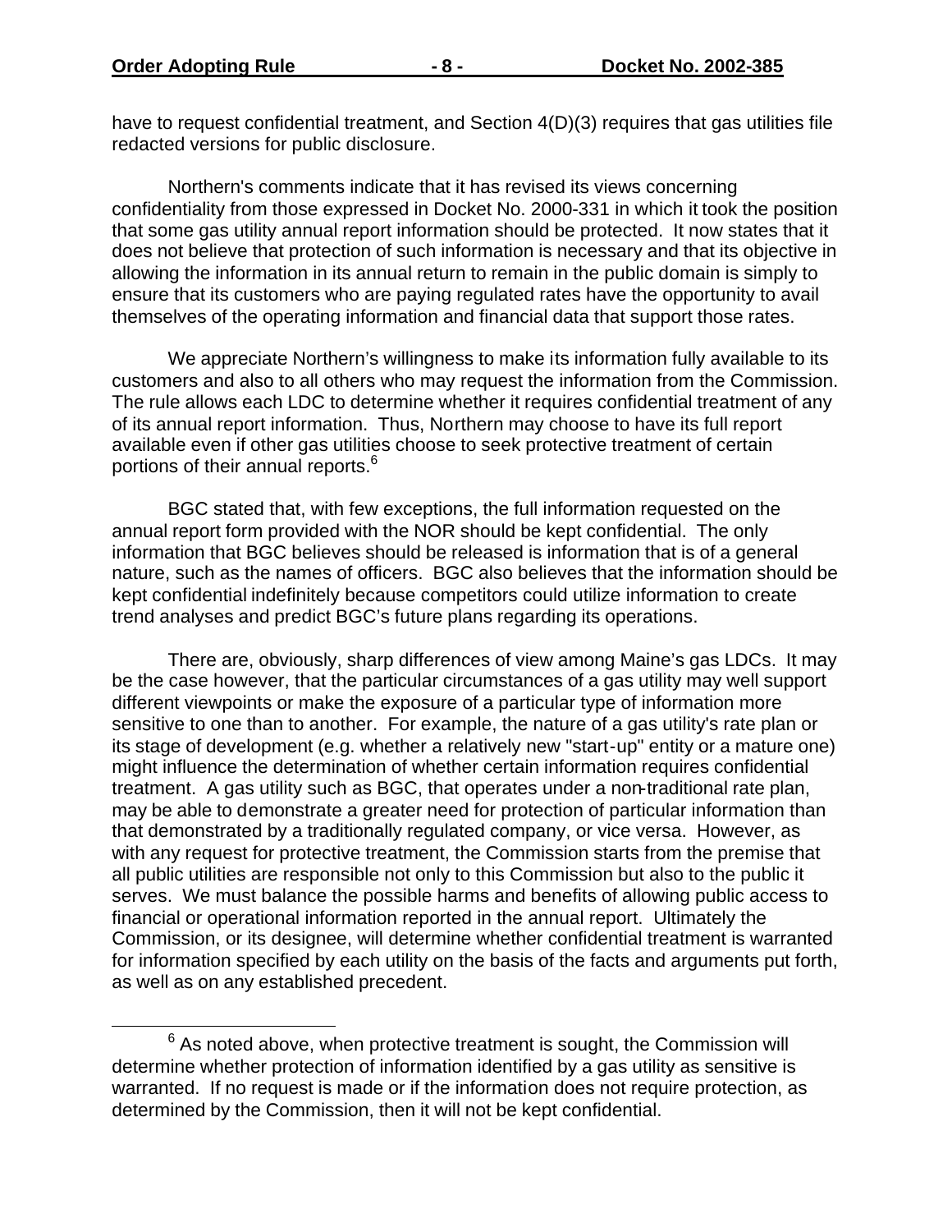have to request confidential treatment, and Section 4(D)(3) requires that gas utilities file redacted versions for public disclosure.

Northern's comments indicate that it has revised its views concerning confidentiality from those expressed in Docket No. 2000-331 in which it took the position that some gas utility annual report information should be protected. It now states that it does not believe that protection of such information is necessary and that its objective in allowing the information in its annual return to remain in the public domain is simply to ensure that its customers who are paying regulated rates have the opportunity to avail themselves of the operating information and financial data that support those rates.

We appreciate Northern's willingness to make its information fully available to its customers and also to all others who may request the information from the Commission. The rule allows each LDC to determine whether it requires confidential treatment of any of its annual report information. Thus, Northern may choose to have its full report available even if other gas utilities choose to seek protective treatment of certain portions of their annual reports.[6]

BGC stated that, with few exceptions, the full information requested on the annual report form provided with the NOR should be kept confidential. The only information that BGC believes should be released is information that is of a general nature, such as the names of officers. BGC also believes that the information should be kept confidential indefinitely because competitors could utilize information to create trend analyses and predict BGC's future plans regarding its operations.

There are, obviously, sharp differences of view among Maine's gas LDCs. It may be the case however, that the particular circumstances of a gas utility may well support different viewpoints or make the exposure of a particular type of information more sensitive to one than to another. For example, the nature of a gas utility's rate plan or its stage of development (e.g. whether a relatively new "start-up" entity or a mature one) might influence the determination of whether certain information requires confidential treatment. A gas utility such as BGC, that operates under a non-traditional rate plan, may be able to demonstrate a greater need for protection of particular information than that demonstrated by a traditionally regulated company, or vice versa. However, as with any request for protective treatment, the Commission starts from the premise that all public utilities are responsible not only to this Commission but also to the public it serves. We must balance the possible harms and benefits of allowing public access to financial or operational information reported in the annual report. Ultimately the Commission, or its designee, will determine whether confidential treatment is warranted for information specified by each utility on the basis of the facts and arguments put forth, as well as on any established precedent.

---

[6] As noted above, when protective treatment is sought, the Commission will determine whether protection of information identified by a gas utility as sensitive is warranted. If no request is made or if the information does not require protection, as determined by the Commission, then it will not be kept confidential.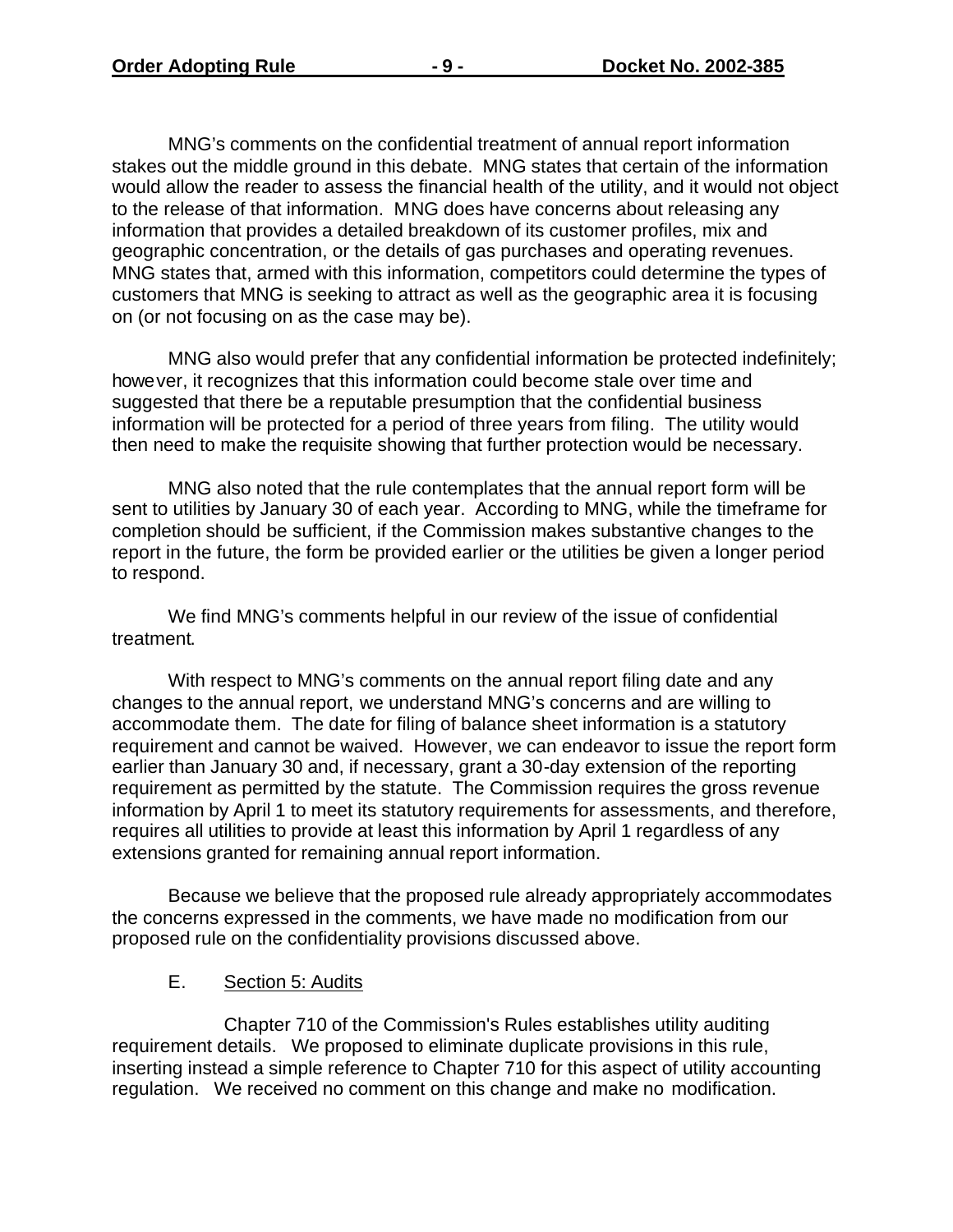MNG's comments on the confidential treatment of annual report information stakes out the middle ground in this debate. MNG states that certain of the information would allow the reader to assess the financial health of the utility, and it would not object to the release of that information. MNG does have concerns about releasing any information that provides a detailed breakdown of its customer profiles, mix and geographic concentration, or the details of gas purchases and operating revenues. MNG states that, armed with this information, competitors could determine the types of customers that MNG is seeking to attract as well as the geographic area it is focusing on (or not focusing on as the case may be).

MNG also would prefer that any confidential information be protected indefinitely; however, it recognizes that this information could become stale over time and suggested that there be a reputable presumption that the confidential business information will be protected for a period of three years from filing. The utility would then need to make the requisite showing that further protection would be necessary.

MNG also noted that the rule contemplates that the annual report form will be sent to utilities by January 30 of each year. According to MNG, while the timeframe for completion should be sufficient, if the Commission makes substantive changes to the report in the future, the form be provided earlier or the utilities be given a longer period to respond.

We find MNG's comments helpful in our review of the issue of confidential treatment.

With respect to MNG's comments on the annual report filing date and any changes to the annual report, we understand MNG's concerns and are willing to accommodate them. The date for filing of balance sheet information is a statutory requirement and cannot be waived. However, we can endeavor to issue the report form earlier than January 30 and, if necessary, grant a 30-day extension of the reporting requirement as permitted by the statute. The Commission requires the gross revenue information by April 1 to meet its statutory requirements for assessments, and therefore, requires all utilities to provide at least this information by April 1 regardless of any extensions granted for remaining annual report information.

Because we believe that the proposed rule already appropriately accommodates the concerns expressed in the comments, we have made no modification from our proposed rule on the confidentiality provisions discussed above.

E. Section 5: Audits

Chapter 710 of the Commission's Rules establishes utility auditing requirement details. We proposed to eliminate duplicate provisions in this rule, inserting instead a simple reference to Chapter 710 for this aspect of utility accounting regulation. We received no comment on this change and make no modification.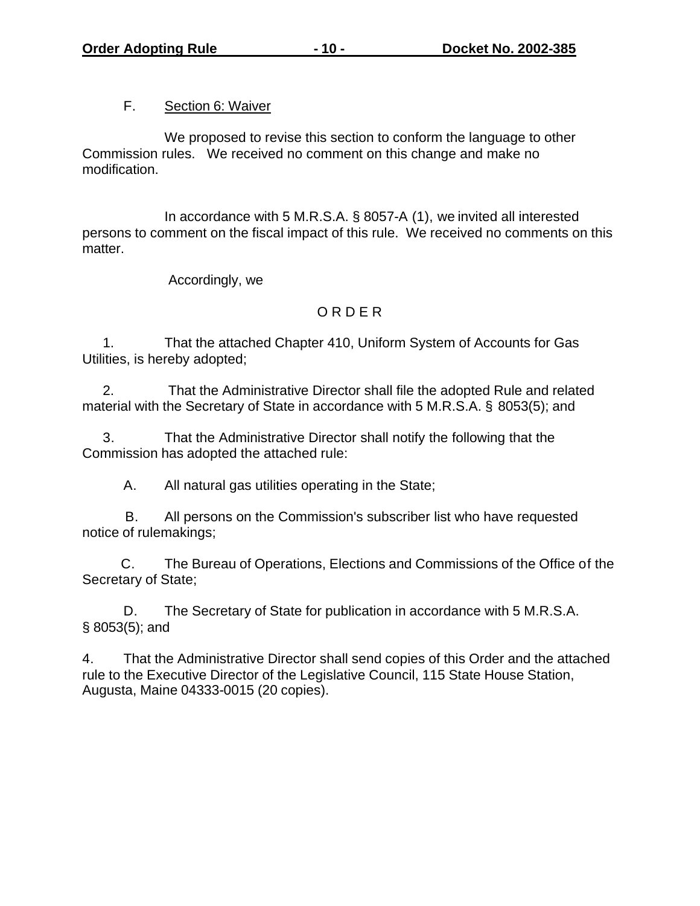F. Section 6: Waiver

We proposed to revise this section to conform the language to other Commission rules. We received no comment on this change and make no modification.

In accordance with 5 M.R.S.A. § 8057-A (1), we invited all interested persons to comment on the fiscal impact of this rule. We received no comments on this matter.

Accordingly, we

O R D E R

1. That the attached Chapter 410, Uniform System of Accounts for Gas Utilities, is hereby adopted;

2. That the Administrative Director shall file the adopted Rule and related material with the Secretary of State in accordance with 5 M.R.S.A. § 8053(5); and

3. That the Administrative Director shall notify the following that the Commission has adopted the attached rule:

A. All natural gas utilities operating in the State;

B. All persons on the Commission's subscriber list who have requested notice of rulemakings;

C. The Bureau of Operations, Elections and Commissions of the Office of the Secretary of State;

D. The Secretary of State for publication in accordance with 5 M.R.S.A. § 8053(5); and

4. That the Administrative Director shall send copies of this Order and the attached rule to the Executive Director of the Legislative Council, 115 State House Station, Augusta, Maine 04333-0015 (20 copies).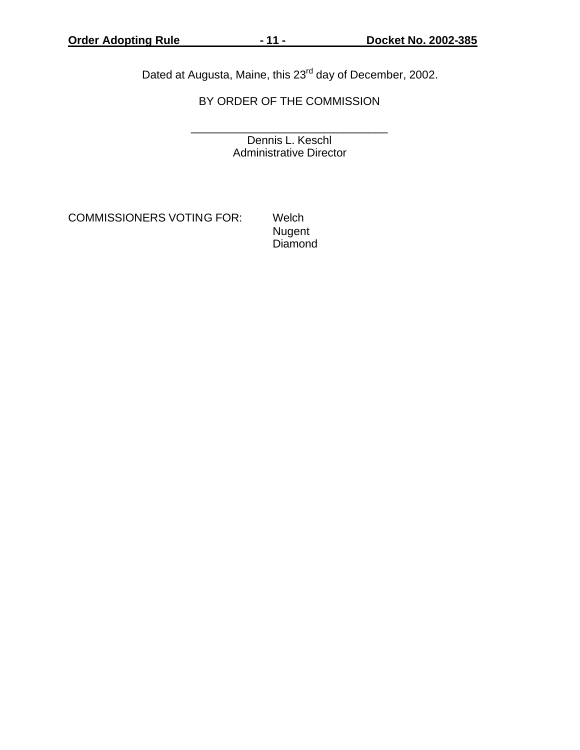Dated at Augusta, Maine, this 23rd day of December, 2002.

BY ORDER OF THE COMMISSION

\_\_\_\_\_\_\_\_\_\_\_\_\_\_\_\_\_\_\_\_\_\_\_\_\_\_\_\_\_\_\_\_\_
Dennis L. Keschl
Administrative Director

COMMISSIONERS VOTING FOR: Welch
Nugent
Diamond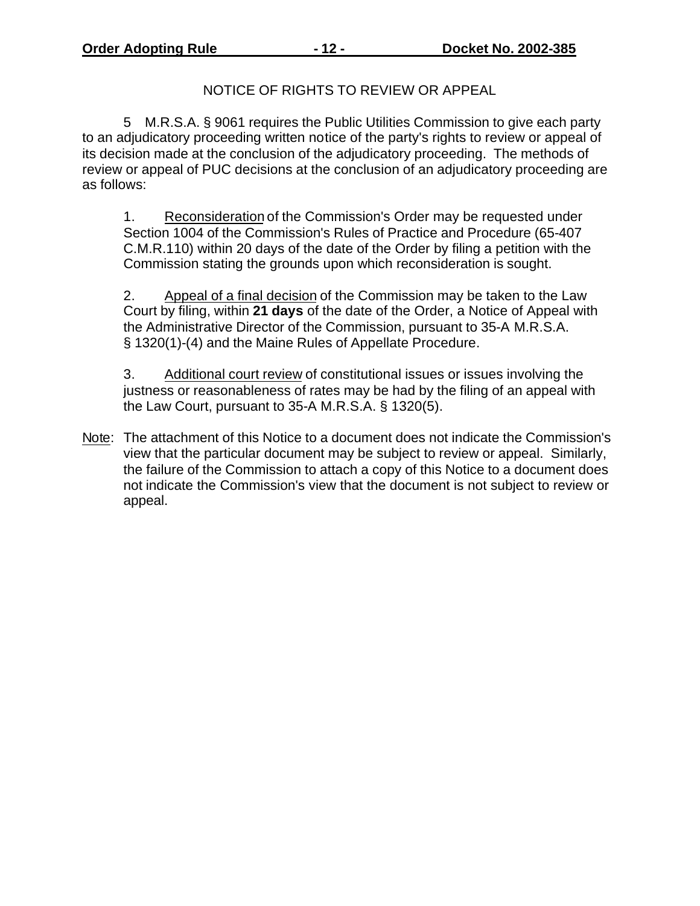## NOTICE OF RIGHTS TO REVIEW OR APPEAL

5 M.R.S.A. § 9061 requires the Public Utilities Commission to give each party to an adjudicatory proceeding written notice of the party's rights to review or appeal of its decision made at the conclusion of the adjudicatory proceeding. The methods of review or appeal of PUC decisions at the conclusion of an adjudicatory proceeding are as follows:

1. Reconsideration of the Commission's Order may be requested under Section 1004 of the Commission's Rules of Practice and Procedure (65-407 C.M.R.110) within 20 days of the date of the Order by filing a petition with the Commission stating the grounds upon which reconsideration is sought.

2. Appeal of a final decision of the Commission may be taken to the Law Court by filing, within **21 days** of the date of the Order, a Notice of Appeal with the Administrative Director of the Commission, pursuant to 35-A M.R.S.A. § 1320(1)-(4) and the Maine Rules of Appellate Procedure.

3. Additional court review of constitutional issues or issues involving the justness or reasonableness of rates may be had by the filing of an appeal with the Law Court, pursuant to 35-A M.R.S.A. § 1320(5).

Note: The attachment of this Notice to a document does not indicate the Commission's view that the particular document may be subject to review or appeal. Similarly, the failure of the Commission to attach a copy of this Notice to a document does not indicate the Commission's view that the document is not subject to review or appeal.